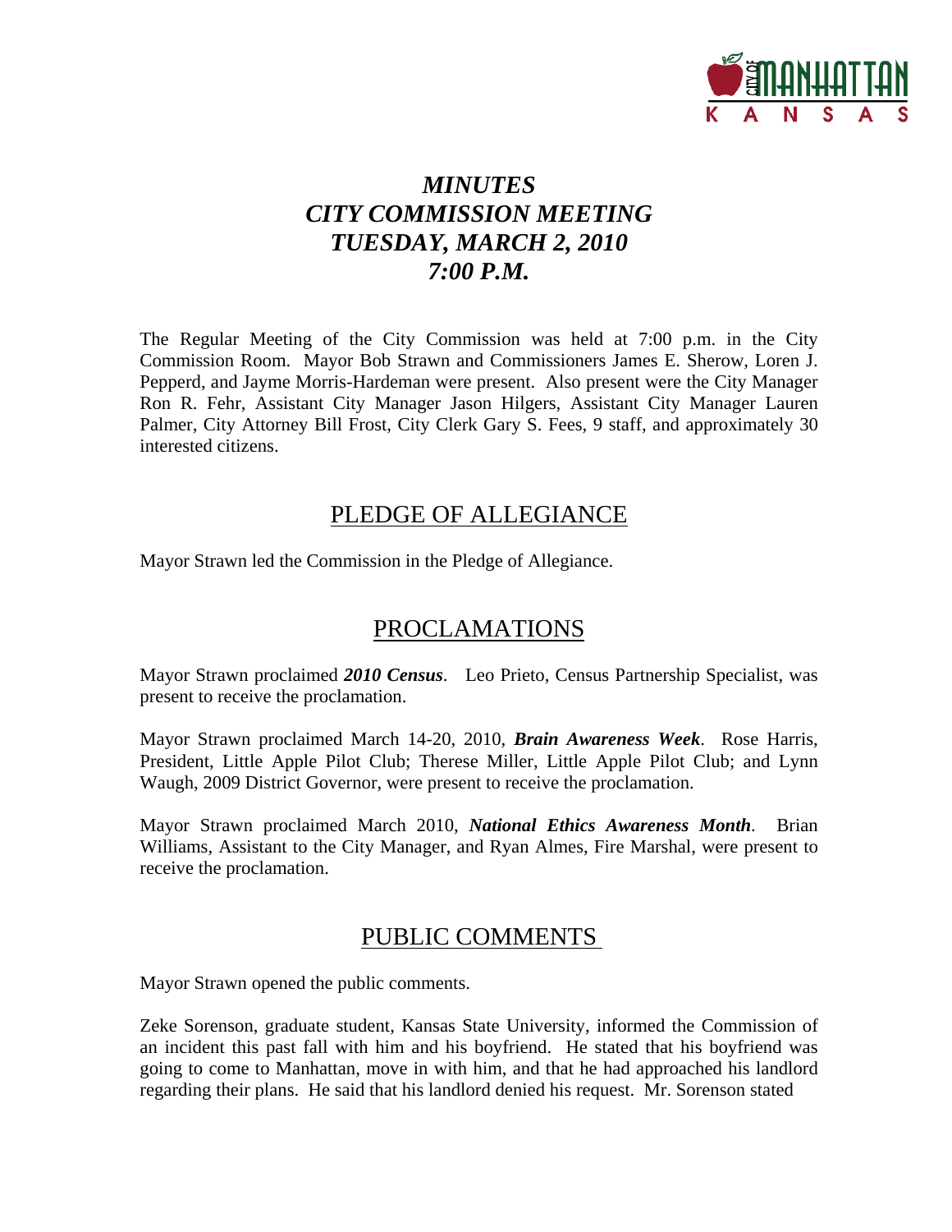# *MINUTES*
# *CITY COMMISSION MEETING*
# *TUESDAY, MARCH 2, 2010*
# *7:00 P.M.*

The Regular Meeting of the City Commission was held at 7:00 p.m. in the City Commission Room. Mayor Bob Strawn and Commissioners James E. Sherow, Loren J. Pepperd, and Jayme Morris-Hardeman were present. Also present were the City Manager Ron R. Fehr, Assistant City Manager Jason Hilgers, Assistant City Manager Lauren Palmer, City Attorney Bill Frost, City Clerk Gary S. Fees, 9 staff, and approximately 30 interested citizens.

## PLEDGE OF ALLEGIANCE

Mayor Strawn led the Commission in the Pledge of Allegiance.

## PROCLAMATIONS

Mayor Strawn proclaimed ***2010 Census***. Leo Prieto, Census Partnership Specialist, was present to receive the proclamation.

Mayor Strawn proclaimed March 14-20, 2010, ***Brain Awareness Week***. Rose Harris, President, Little Apple Pilot Club; Therese Miller, Little Apple Pilot Club; and Lynn Waugh, 2009 District Governor, were present to receive the proclamation.

Mayor Strawn proclaimed March 2010, ***National Ethics Awareness Month***. Brian Williams, Assistant to the City Manager, and Ryan Almes, Fire Marshal, were present to receive the proclamation.

## PUBLIC COMMENTS

Mayor Strawn opened the public comments.

Zeke Sorenson, graduate student, Kansas State University, informed the Commission of an incident this past fall with him and his boyfriend. He stated that his boyfriend was going to come to Manhattan, move in with him, and that he had approached his landlord regarding their plans. He said that his landlord denied his request. Mr. Sorenson stated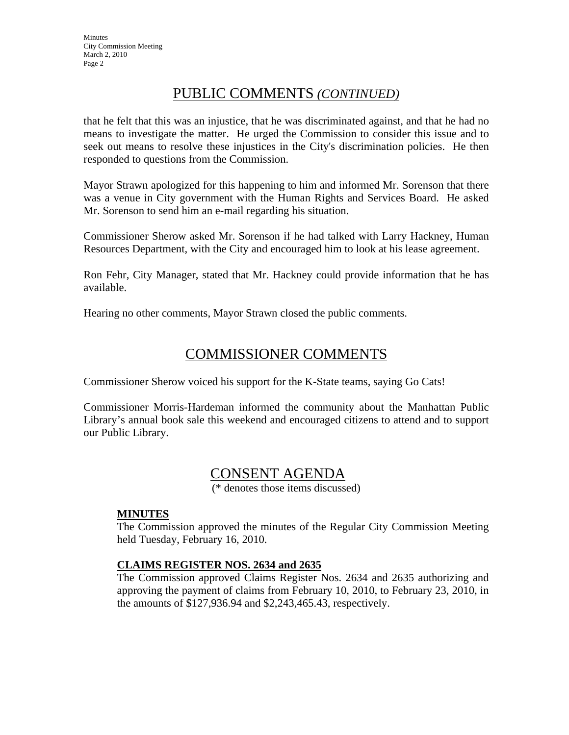## PUBLIC COMMENTS *(CONTINUED)*

that he felt that this was an injustice, that he was discriminated against, and that he had no means to investigate the matter. He urged the Commission to consider this issue and to seek out means to resolve these injustices in the City's discrimination policies. He then responded to questions from the Commission.

Mayor Strawn apologized for this happening to him and informed Mr. Sorenson that there was a venue in City government with the Human Rights and Services Board. He asked Mr. Sorenson to send him an e-mail regarding his situation.

Commissioner Sherow asked Mr. Sorenson if he had talked with Larry Hackney, Human Resources Department, with the City and encouraged him to look at his lease agreement.

Ron Fehr, City Manager, stated that Mr. Hackney could provide information that he has available.

Hearing no other comments, Mayor Strawn closed the public comments.

## COMMISSIONER COMMENTS

Commissioner Sherow voiced his support for the K-State teams, saying Go Cats!

Commissioner Morris-Hardeman informed the community about the Manhattan Public Library's annual book sale this weekend and encouraged citizens to attend and to support our Public Library.

## CONSENT AGENDA

(* denotes those items discussed)

**MINUTES**

The Commission approved the minutes of the Regular City Commission Meeting held Tuesday, February 16, 2010.

**CLAIMS REGISTER NOS. 2634 and 2635**

The Commission approved Claims Register Nos. 2634 and 2635 authorizing and approving the payment of claims from February 10, 2010, to February 23, 2010, in the amounts of $127,936.94 and $2,243,465.43, respectively.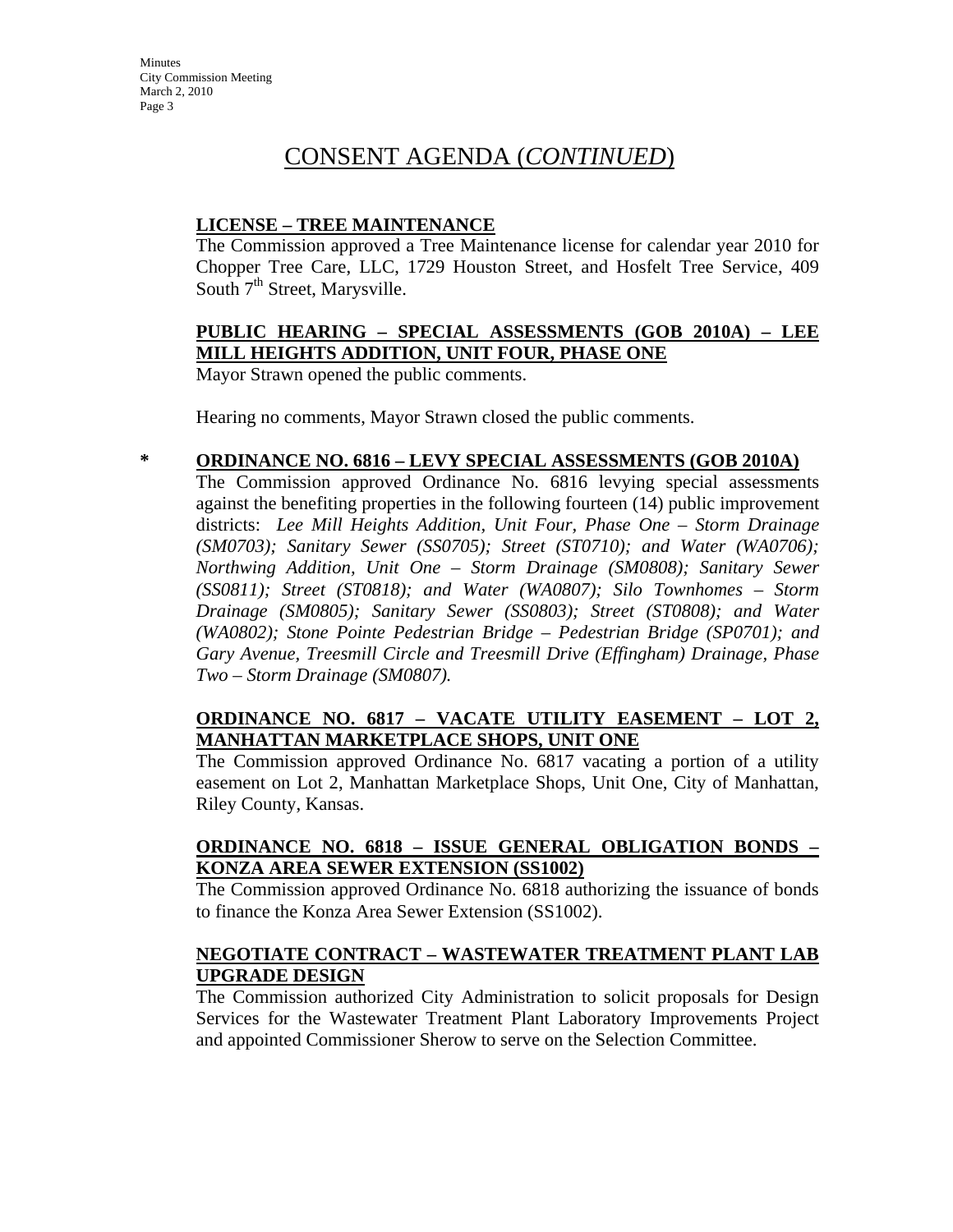# CONSENT AGENDA (*CONTINUED*)

**LICENSE – TREE MAINTENANCE**

The Commission approved a Tree Maintenance license for calendar year 2010 for Chopper Tree Care, LLC, 1729 Houston Street, and Hosfelt Tree Service, 409 South 7th Street, Marysville.

**PUBLIC HEARING – SPECIAL ASSESSMENTS (GOB 2010A) – LEE MILL HEIGHTS ADDITION, UNIT FOUR, PHASE ONE**

Mayor Strawn opened the public comments.

Hearing no comments, Mayor Strawn closed the public comments.

\* **ORDINANCE NO. 6816 – LEVY SPECIAL ASSESSMENTS (GOB 2010A)**

The Commission approved Ordinance No. 6816 levying special assessments against the benefiting properties in the following fourteen (14) public improvement districts: *Lee Mill Heights Addition, Unit Four, Phase One – Storm Drainage (SM0703); Sanitary Sewer (SS0705); Street (ST0710); and Water (WA0706); Northwing Addition, Unit One – Storm Drainage (SM0808); Sanitary Sewer (SS0811); Street (ST0818); and Water (WA0807); Silo Townhomes – Storm Drainage (SM0805); Sanitary Sewer (SS0803); Street (ST0808); and Water (WA0802); Stone Pointe Pedestrian Bridge – Pedestrian Bridge (SP0701); and Gary Avenue, Treesmill Circle and Treesmill Drive (Effingham) Drainage, Phase Two – Storm Drainage (SM0807).*

**ORDINANCE NO. 6817 – VACATE UTILITY EASEMENT – LOT 2, MANHATTAN MARKETPLACE SHOPS, UNIT ONE**

The Commission approved Ordinance No. 6817 vacating a portion of a utility easement on Lot 2, Manhattan Marketplace Shops, Unit One, City of Manhattan, Riley County, Kansas.

**ORDINANCE NO. 6818 – ISSUE GENERAL OBLIGATION BONDS – KONZA AREA SEWER EXTENSION (SS1002)**

The Commission approved Ordinance No. 6818 authorizing the issuance of bonds to finance the Konza Area Sewer Extension (SS1002).

**NEGOTIATE CONTRACT – WASTEWATER TREATMENT PLANT LAB UPGRADE DESIGN**

The Commission authorized City Administration to solicit proposals for Design Services for the Wastewater Treatment Plant Laboratory Improvements Project and appointed Commissioner Sherow to serve on the Selection Committee.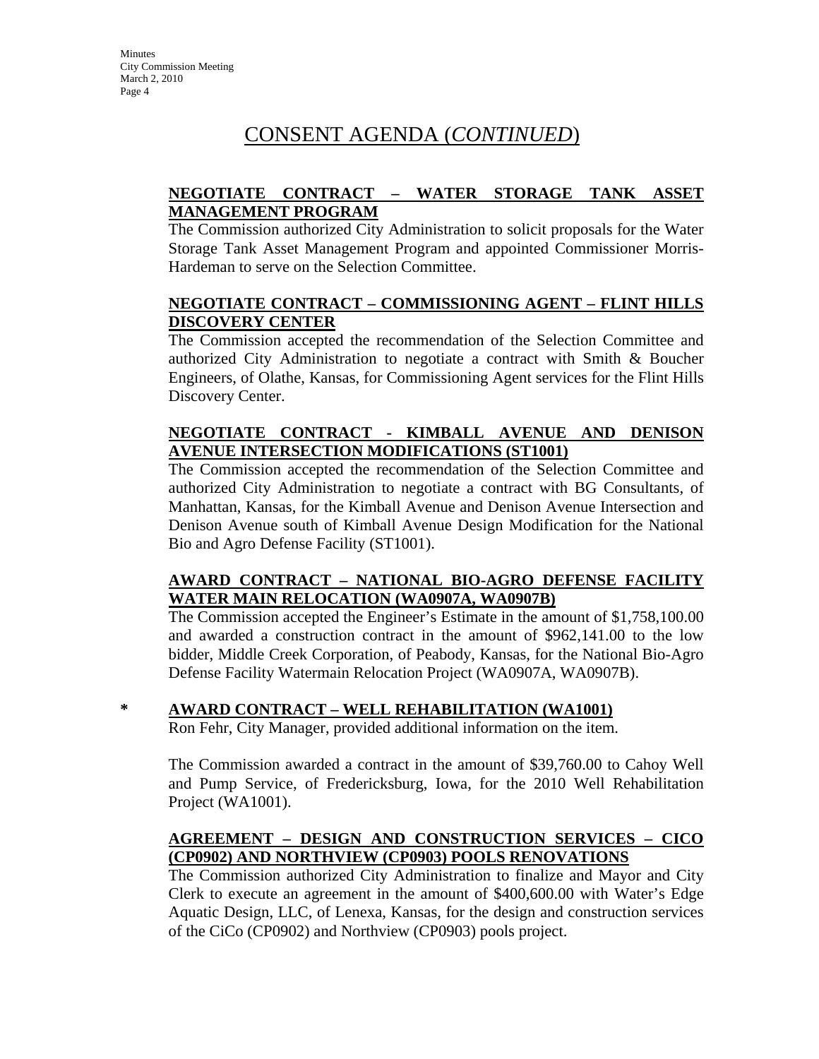# CONSENT AGENDA (*CONTINUED*)

**NEGOTIATE CONTRACT – WATER STORAGE TANK ASSET MANAGEMENT PROGRAM**

The Commission authorized City Administration to solicit proposals for the Water Storage Tank Asset Management Program and appointed Commissioner Morris-Hardeman to serve on the Selection Committee.

**NEGOTIATE CONTRACT – COMMISSIONING AGENT – FLINT HILLS DISCOVERY CENTER**

The Commission accepted the recommendation of the Selection Committee and authorized City Administration to negotiate a contract with Smith & Boucher Engineers, of Olathe, Kansas, for Commissioning Agent services for the Flint Hills Discovery Center.

**NEGOTIATE CONTRACT - KIMBALL AVENUE AND DENISON AVENUE INTERSECTION MODIFICATIONS (ST1001)**

The Commission accepted the recommendation of the Selection Committee and authorized City Administration to negotiate a contract with BG Consultants, of Manhattan, Kansas, for the Kimball Avenue and Denison Avenue Intersection and Denison Avenue south of Kimball Avenue Design Modification for the National Bio and Agro Defense Facility (ST1001).

**AWARD CONTRACT – NATIONAL BIO-AGRO DEFENSE FACILITY WATER MAIN RELOCATION (WA0907A, WA0907B)**

The Commission accepted the Engineer's Estimate in the amount of $1,758,100.00 and awarded a construction contract in the amount of $962,141.00 to the low bidder, Middle Creek Corporation, of Peabody, Kansas, for the National Bio-Agro Defense Facility Watermain Relocation Project (WA0907A, WA0907B).

\* **AWARD CONTRACT – WELL REHABILITATION (WA1001)**

Ron Fehr, City Manager, provided additional information on the item.

The Commission awarded a contract in the amount of $39,760.00 to Cahoy Well and Pump Service, of Fredericksburg, Iowa, for the 2010 Well Rehabilitation Project (WA1001).

**AGREEMENT – DESIGN AND CONSTRUCTION SERVICES – CICO (CP0902) AND NORTHVIEW (CP0903) POOLS RENOVATIONS**

The Commission authorized City Administration to finalize and Mayor and City Clerk to execute an agreement in the amount of $400,600.00 with Water's Edge Aquatic Design, LLC, of Lenexa, Kansas, for the design and construction services of the CiCo (CP0902) and Northview (CP0903) pools project.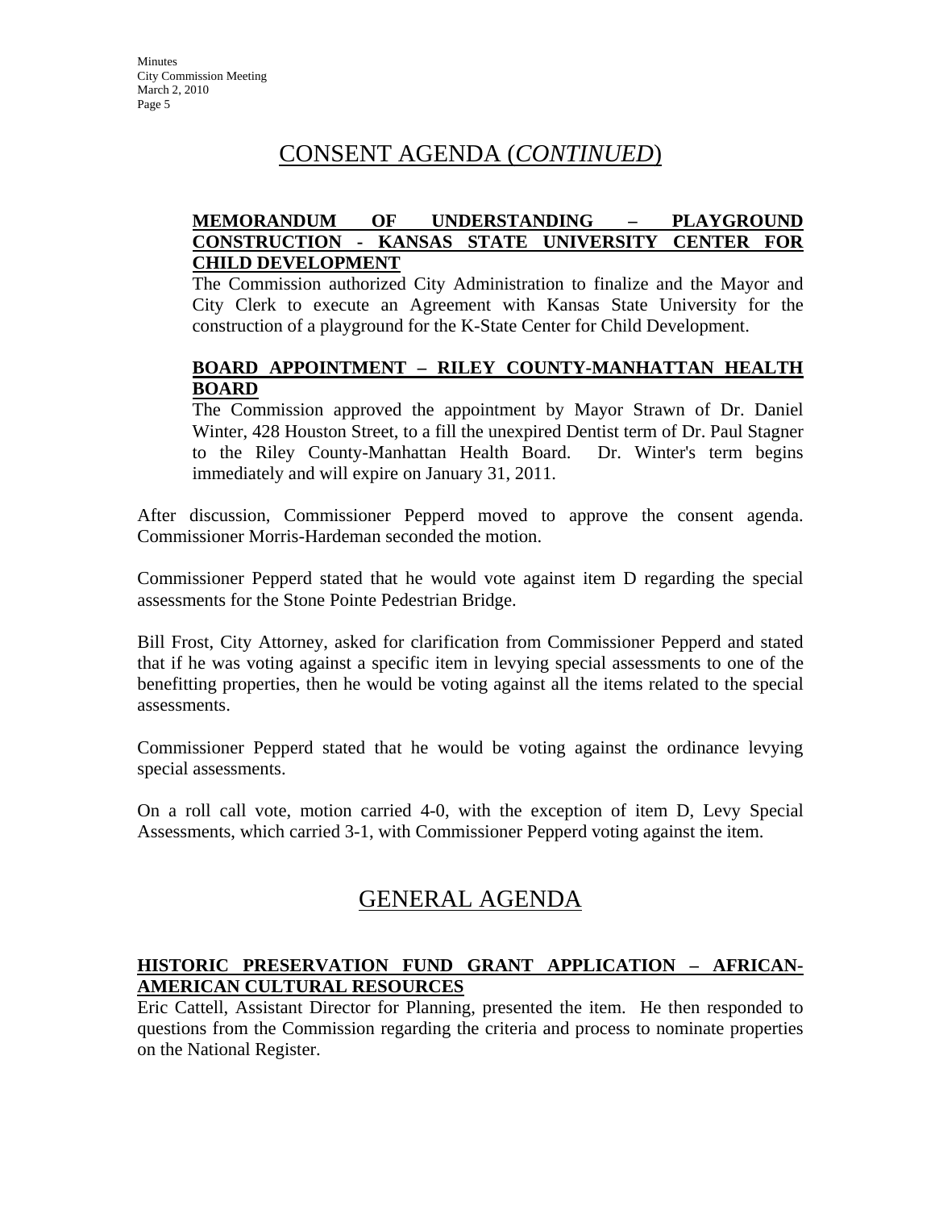## CONSENT AGENDA (*CONTINUED*)

**MEMORANDUM OF UNDERSTANDING – PLAYGROUND CONSTRUCTION - KANSAS STATE UNIVERSITY CENTER FOR CHILD DEVELOPMENT**

The Commission authorized City Administration to finalize and the Mayor and City Clerk to execute an Agreement with Kansas State University for the construction of a playground for the K-State Center for Child Development.

**BOARD APPOINTMENT – RILEY COUNTY-MANHATTAN HEALTH BOARD**

The Commission approved the appointment by Mayor Strawn of Dr. Daniel Winter, 428 Houston Street, to a fill the unexpired Dentist term of Dr. Paul Stagner to the Riley County-Manhattan Health Board. Dr. Winter's term begins immediately and will expire on January 31, 2011.

After discussion, Commissioner Pepperd moved to approve the consent agenda. Commissioner Morris-Hardeman seconded the motion.

Commissioner Pepperd stated that he would vote against item D regarding the special assessments for the Stone Pointe Pedestrian Bridge.

Bill Frost, City Attorney, asked for clarification from Commissioner Pepperd and stated that if he was voting against a specific item in levying special assessments to one of the benefitting properties, then he would be voting against all the items related to the special assessments.

Commissioner Pepperd stated that he would be voting against the ordinance levying special assessments.

On a roll call vote, motion carried 4-0, with the exception of item D, Levy Special Assessments, which carried 3-1, with Commissioner Pepperd voting against the item.

## GENERAL AGENDA

**HISTORIC PRESERVATION FUND GRANT APPLICATION – AFRICAN-AMERICAN CULTURAL RESOURCES**

Eric Cattell, Assistant Director for Planning, presented the item. He then responded to questions from the Commission regarding the criteria and process to nominate properties on the National Register.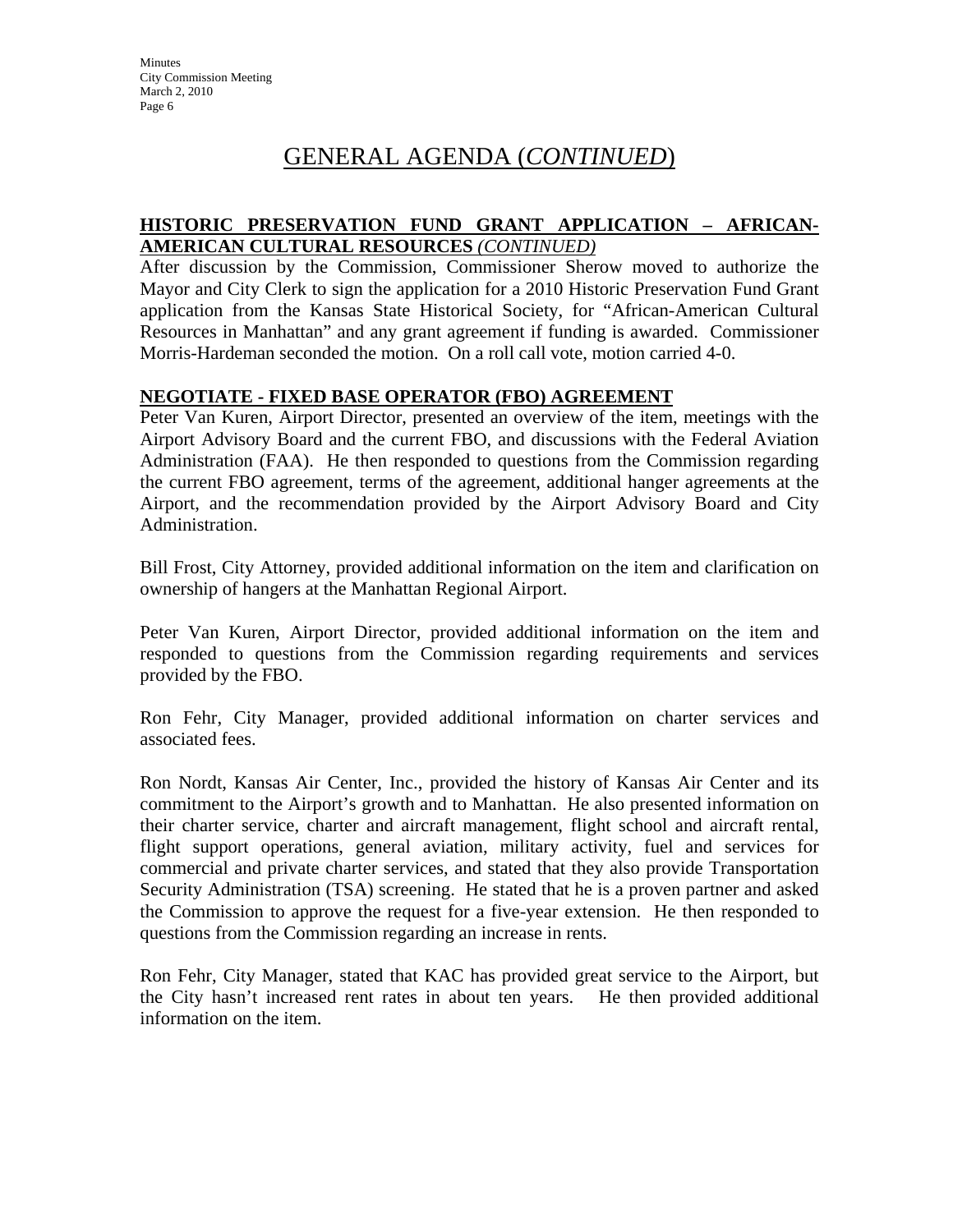# GENERAL AGENDA (*CONTINUED*)

**HISTORIC PRESERVATION FUND GRANT APPLICATION – AFRICAN-AMERICAN CULTURAL RESOURCES** *(CONTINUED)*

After discussion by the Commission, Commissioner Sherow moved to authorize the Mayor and City Clerk to sign the application for a 2010 Historic Preservation Fund Grant application from the Kansas State Historical Society, for "African-American Cultural Resources in Manhattan" and any grant agreement if funding is awarded. Commissioner Morris-Hardeman seconded the motion. On a roll call vote, motion carried 4-0.

**NEGOTIATE - FIXED BASE OPERATOR (FBO) AGREEMENT**

Peter Van Kuren, Airport Director, presented an overview of the item, meetings with the Airport Advisory Board and the current FBO, and discussions with the Federal Aviation Administration (FAA). He then responded to questions from the Commission regarding the current FBO agreement, terms of the agreement, additional hanger agreements at the Airport, and the recommendation provided by the Airport Advisory Board and City Administration.

Bill Frost, City Attorney, provided additional information on the item and clarification on ownership of hangers at the Manhattan Regional Airport.

Peter Van Kuren, Airport Director, provided additional information on the item and responded to questions from the Commission regarding requirements and services provided by the FBO.

Ron Fehr, City Manager, provided additional information on charter services and associated fees.

Ron Nordt, Kansas Air Center, Inc., provided the history of Kansas Air Center and its commitment to the Airport's growth and to Manhattan. He also presented information on their charter service, charter and aircraft management, flight school and aircraft rental, flight support operations, general aviation, military activity, fuel and services for commercial and private charter services, and stated that they also provide Transportation Security Administration (TSA) screening. He stated that he is a proven partner and asked the Commission to approve the request for a five-year extension. He then responded to questions from the Commission regarding an increase in rents.

Ron Fehr, City Manager, stated that KAC has provided great service to the Airport, but the City hasn't increased rent rates in about ten years. He then provided additional information on the item.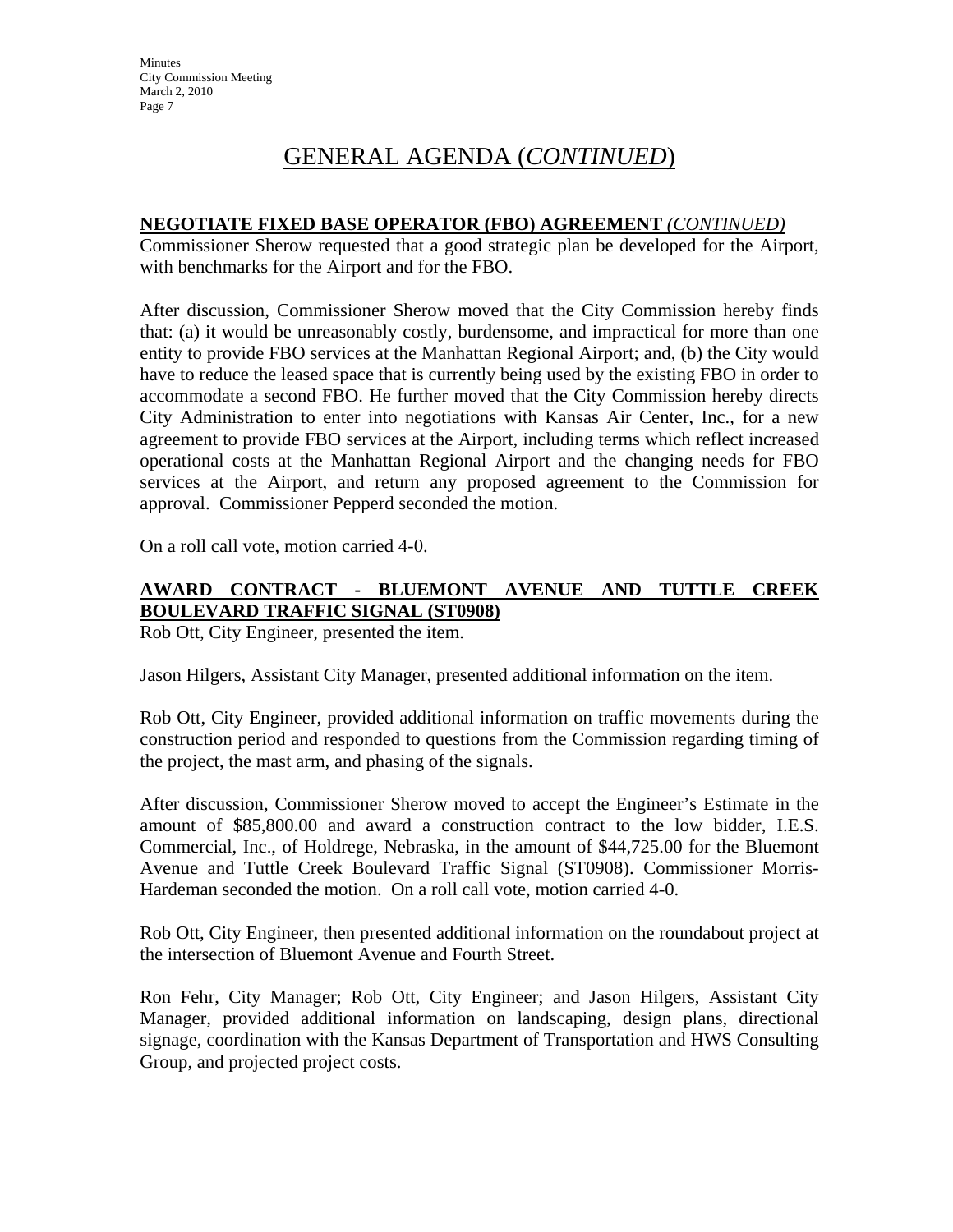# GENERAL AGENDA (*CONTINUED*)

**NEGOTIATE FIXED BASE OPERATOR (FBO) AGREEMENT** ***(CONTINUED)***

Commissioner Sherow requested that a good strategic plan be developed for the Airport, with benchmarks for the Airport and for the FBO.

After discussion, Commissioner Sherow moved that the City Commission hereby finds that: (a) it would be unreasonably costly, burdensome, and impractical for more than one entity to provide FBO services at the Manhattan Regional Airport; and, (b) the City would have to reduce the leased space that is currently being used by the existing FBO in order to accommodate a second FBO. He further moved that the City Commission hereby directs City Administration to enter into negotiations with Kansas Air Center, Inc., for a new agreement to provide FBO services at the Airport, including terms which reflect increased operational costs at the Manhattan Regional Airport and the changing needs for FBO services at the Airport, and return any proposed agreement to the Commission for approval. Commissioner Pepperd seconded the motion.

On a roll call vote, motion carried 4-0.

**AWARD CONTRACT - BLUEMONT AVENUE AND TUTTLE CREEK BOULEVARD TRAFFIC SIGNAL (ST0908)**

Rob Ott, City Engineer, presented the item.

Jason Hilgers, Assistant City Manager, presented additional information on the item.

Rob Ott, City Engineer, provided additional information on traffic movements during the construction period and responded to questions from the Commission regarding timing of the project, the mast arm, and phasing of the signals.

After discussion, Commissioner Sherow moved to accept the Engineer's Estimate in the amount of $85,800.00 and award a construction contract to the low bidder, I.E.S. Commercial, Inc., of Holdrege, Nebraska, in the amount of $44,725.00 for the Bluemont Avenue and Tuttle Creek Boulevard Traffic Signal (ST0908). Commissioner Morris-Hardeman seconded the motion. On a roll call vote, motion carried 4-0.

Rob Ott, City Engineer, then presented additional information on the roundabout project at the intersection of Bluemont Avenue and Fourth Street.

Ron Fehr, City Manager; Rob Ott, City Engineer; and Jason Hilgers, Assistant City Manager, provided additional information on landscaping, design plans, directional signage, coordination with the Kansas Department of Transportation and HWS Consulting Group, and projected project costs.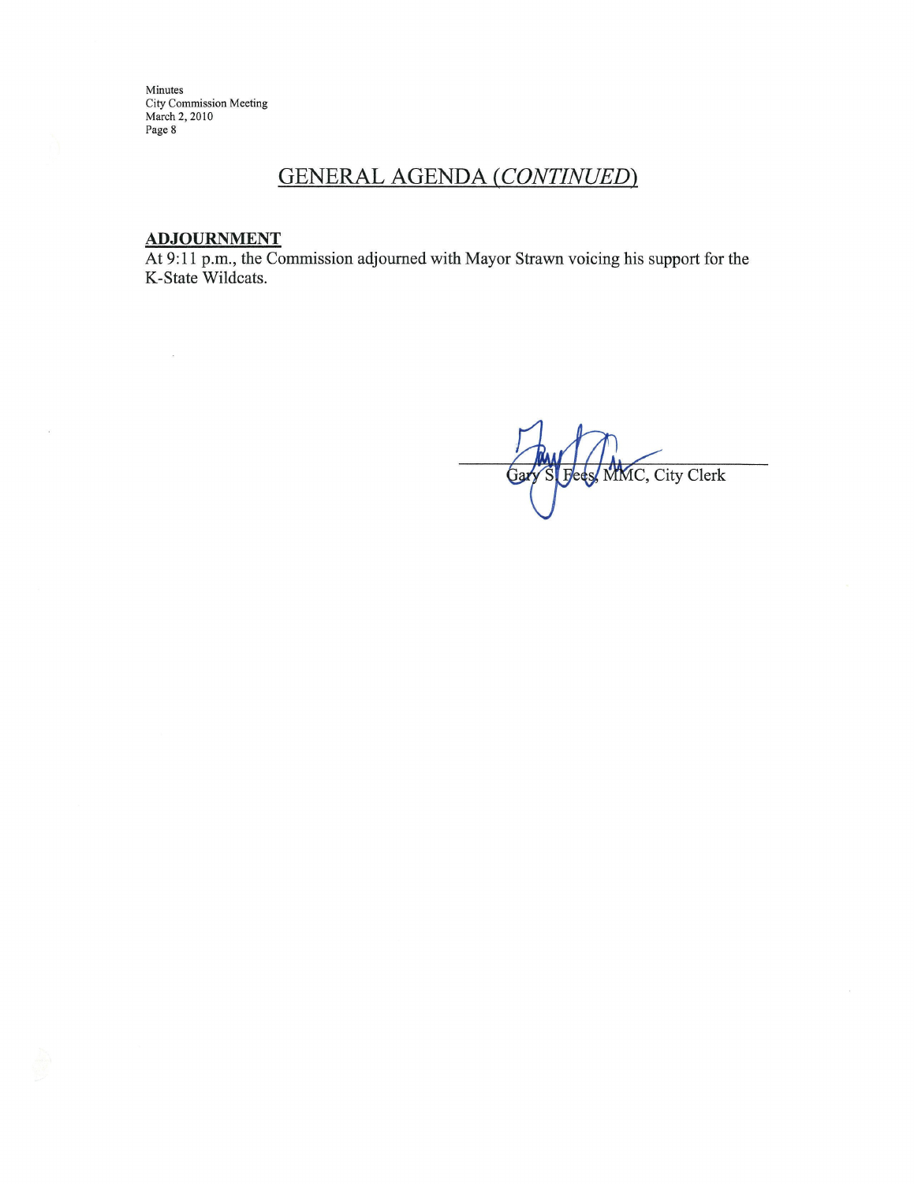## GENERAL AGENDA *(CONTINUED)*

**ADJOURNMENT**

At 9:11 p.m., the Commission adjourned with Mayor Strawn voicing his support for the K-State Wildcats.

Gary S. Fees, MMC, City Clerk